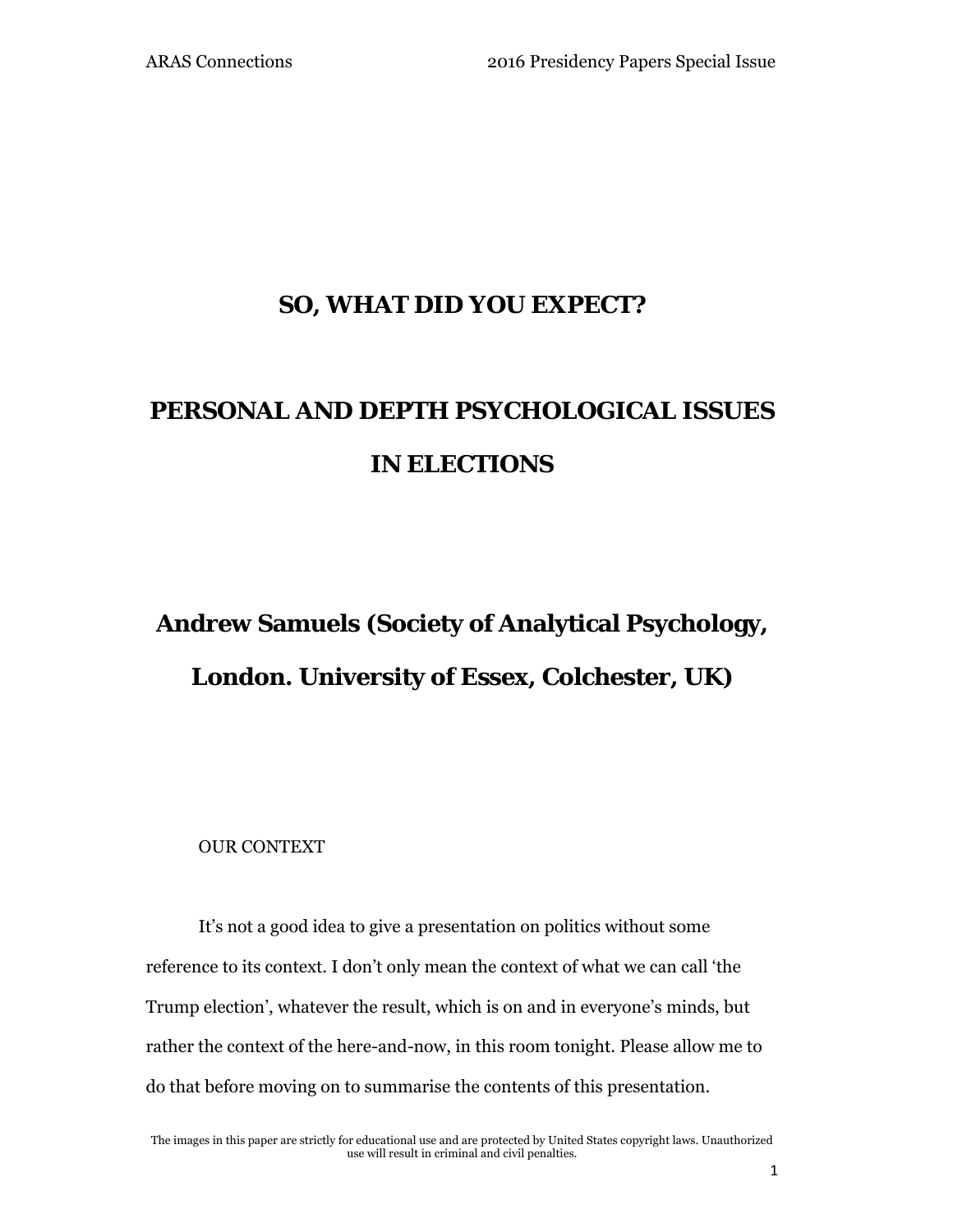# SO, WHAT DID YOU EXPECT?

# PERSONAL AND DEPTH PSYCHOLOGICAL ISSUES IN ELECTIONS

**Andrew Samuels (Society of Analytical Psychology, London. University of Essex, Colchester, UK)**

## OUR CONTEXT

It's not a good idea to give a presentation on politics without some reference to its context. I don't only mean the context of what we can call 'the Trump election', whatever the result, which is on and in everyone's minds, but rather the context of the here-and-now, in this room tonight. Please allow me to do that before moving on to summarise the contents of this presentation.

The images in this paper are strictly for educational use and are protected by United States copyright laws. Unauthorized use will result in criminal and civil penalties.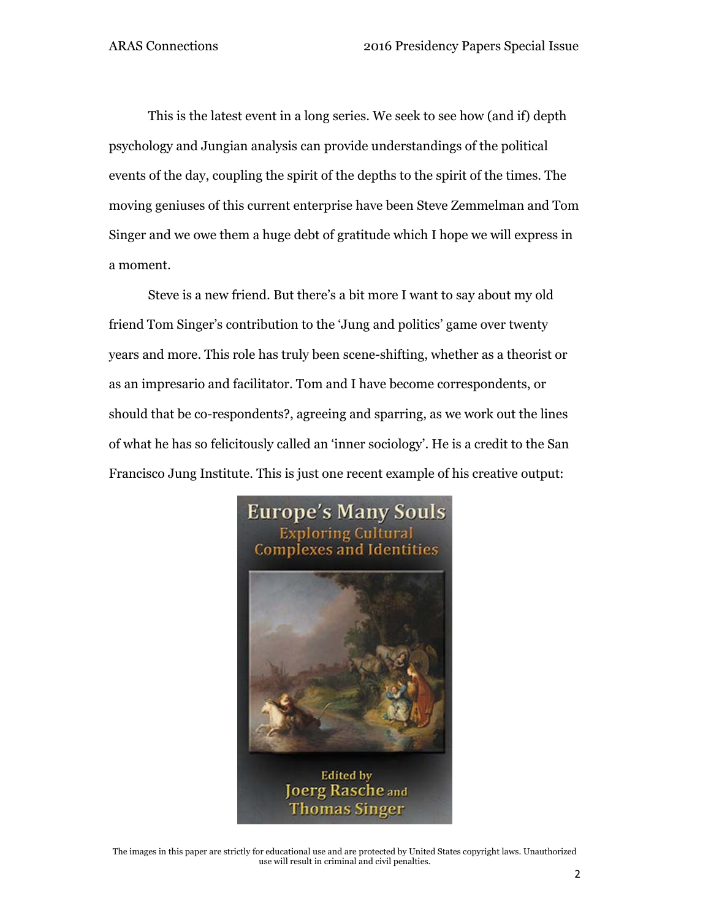This is the latest event in a long series. We seek to see how (and if) depth psychology and Jungian analysis can provide understandings of the political events of the day, coupling the spirit of the depths to the spirit of the times. The moving geniuses of this current enterprise have been Steve Zemmelman and Tom Singer and we owe them a huge debt of gratitude which I hope we will express in a moment.

Steve is a new friend. But there's a bit more I want to say about my old friend Tom Singer's contribution to the 'Jung and politics' game over twenty years and more. This role has truly been scene-shifting, whether as a theorist or as an impresario and facilitator. Tom and I have become correspondents, or should that be co-respondents?, agreeing and sparring, as we work out the lines of what he has so felicitously called an 'inner sociology'. He is a credit to the San Francisco Jung Institute. This is just one recent example of his creative output:

Europe's Many Souls
Exploring Cultural Complexes and Identities

Edited by
Joerg Rasche and
Thomas Singer

The images in this paper are strictly for educational use and are protected by United States copyright laws. Unauthorized use will result in criminal and civil penalties.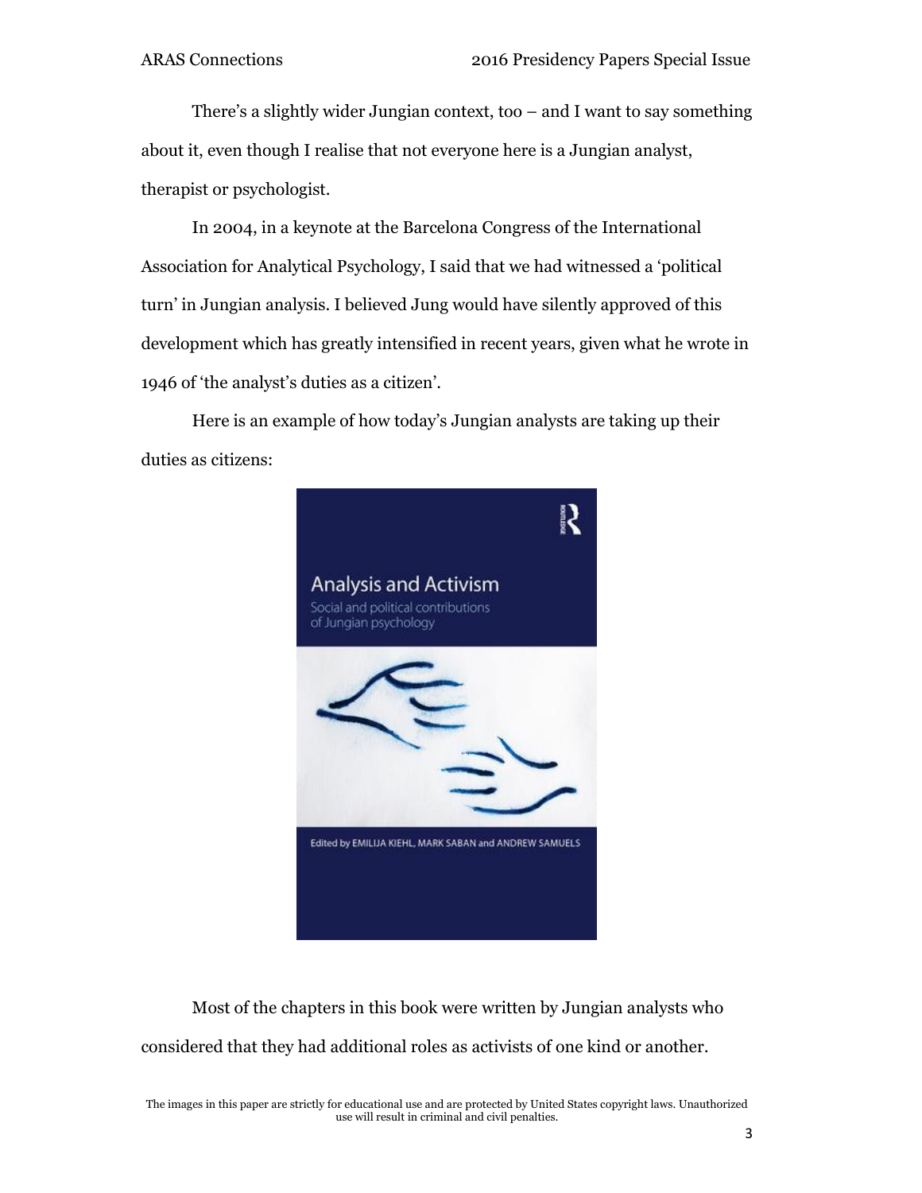There's a slightly wider Jungian context, too – and I want to say something about it, even though I realise that not everyone here is a Jungian analyst, therapist or psychologist.

In 2004, in a keynote at the Barcelona Congress of the International Association for Analytical Psychology, I said that we had witnessed a 'political turn' in Jungian analysis. I believed Jung would have silently approved of this development which has greatly intensified in recent years, given what he wrote in 1946 of 'the analyst's duties as a citizen'.

Here is an example of how today's Jungian analysts are taking up their duties as citizens:

Most of the chapters in this book were written by Jungian analysts who considered that they had additional roles as activists of one kind or another.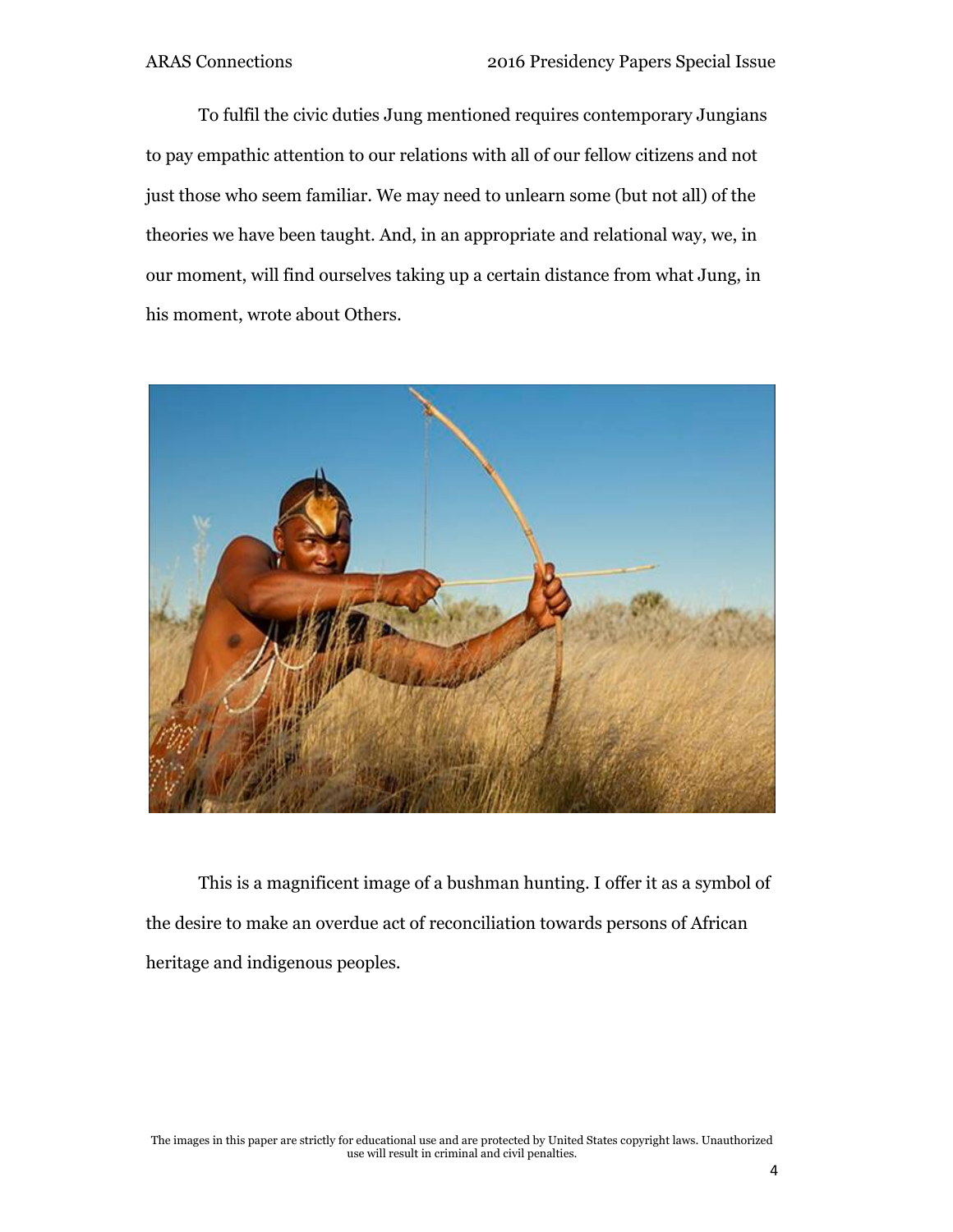To fulfil the civic duties Jung mentioned requires contemporary Jungians to pay empathic attention to our relations with all of our fellow citizens and not just those who seem familiar. We may need to unlearn some (but not all) of the theories we have been taught. And, in an appropriate and relational way, we, in our moment, will find ourselves taking up a certain distance from what Jung, in his moment, wrote about Others.

This is a magnificent image of a bushman hunting. I offer it as a symbol of the desire to make an overdue act of reconciliation towards persons of African heritage and indigenous peoples.

The images in this paper are strictly for educational use and are protected by United States copyright laws. Unauthorized use will result in criminal and civil penalties.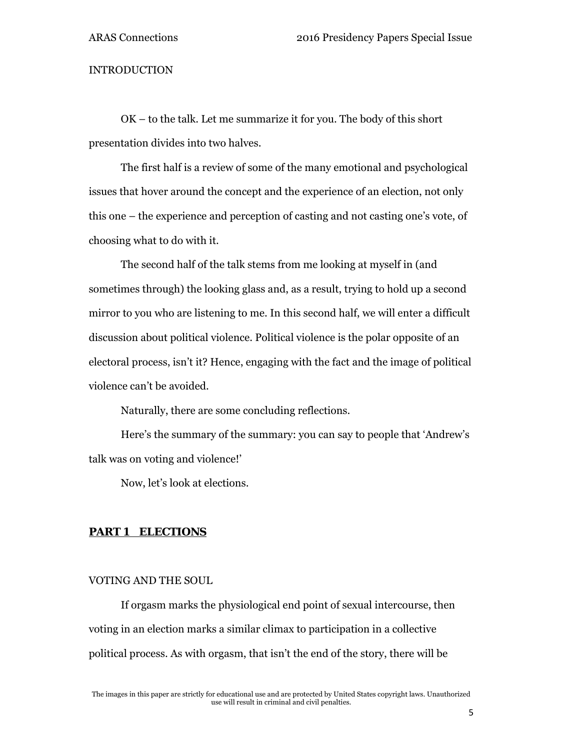INTRODUCTION

OK – to the talk. Let me summarize it for you. The body of this short presentation divides into two halves.

The first half is a review of some of the many emotional and psychological issues that hover around the concept and the experience of an election, not only this one – the experience and perception of casting and not casting one's vote, of choosing what to do with it.

The second half of the talk stems from me looking at myself in (and sometimes through) the looking glass and, as a result, trying to hold up a second mirror to you who are listening to me. In this second half, we will enter a difficult discussion about political violence. Political violence is the polar opposite of an electoral process, isn't it? Hence, engaging with the fact and the image of political violence can't be avoided.

Naturally, there are some concluding reflections.

Here's the summary of the summary: you can say to people that 'Andrew's talk was on voting and violence!'

Now, let's look at elections.

## PART 1 ELECTIONS

VOTING AND THE SOUL

If orgasm marks the physiological end point of sexual intercourse, then voting in an election marks a similar climax to participation in a collective political process. As with orgasm, that isn't the end of the story, there will be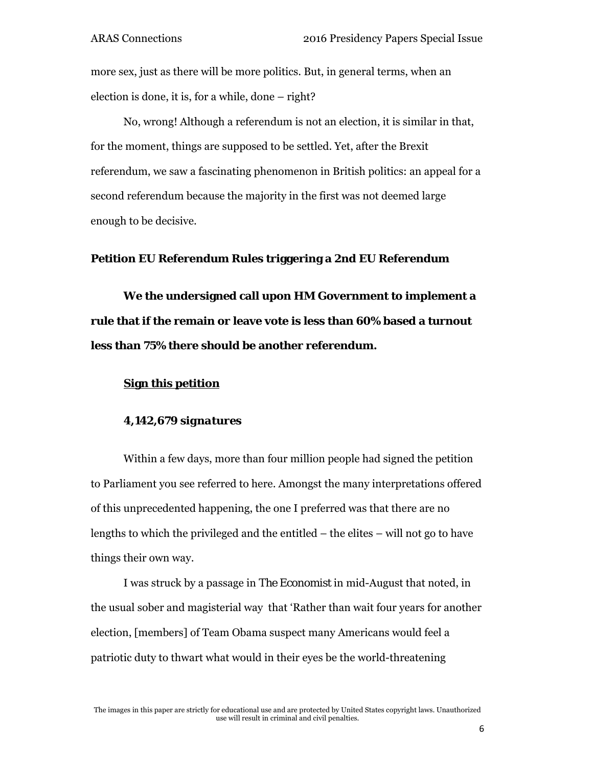more sex, just as there will be more politics. But, in general terms, when an election is done, it is, for a while, done – right?

No, wrong! Although a referendum is not an election, it is similar in that, for the moment, things are supposed to be settled. Yet, after the Brexit referendum, we saw a fascinating phenomenon in British politics: an appeal for a second referendum because the majority in the first was not deemed large enough to be decisive.

**Petition EU Referendum Rules triggering a 2nd EU Referendum**

**We the undersigned call upon HM Government to implement a rule that if the remain or leave vote is less than 60% based a turnout less than 75% there should be another referendum.**

**Sign this petition**

***4,142,679 signatures***

Within a few days, more than four million people had signed the petition to Parliament you see referred to here. Amongst the many interpretations offered of this unprecedented happening, the one I preferred was that there are no lengths to which the privileged and the entitled – the elites – will not go to have things their own way.

I was struck by a passage in *The Economist* in mid-August that noted, in the usual sober and magisterial way that 'Rather than wait four years for another election, [members] of Team Obama suspect many Americans would feel a patriotic duty to thwart what would in their eyes be the world-threatening

The images in this paper are strictly for educational use and are protected by United States copyright laws. Unauthorized use will result in criminal and civil penalties.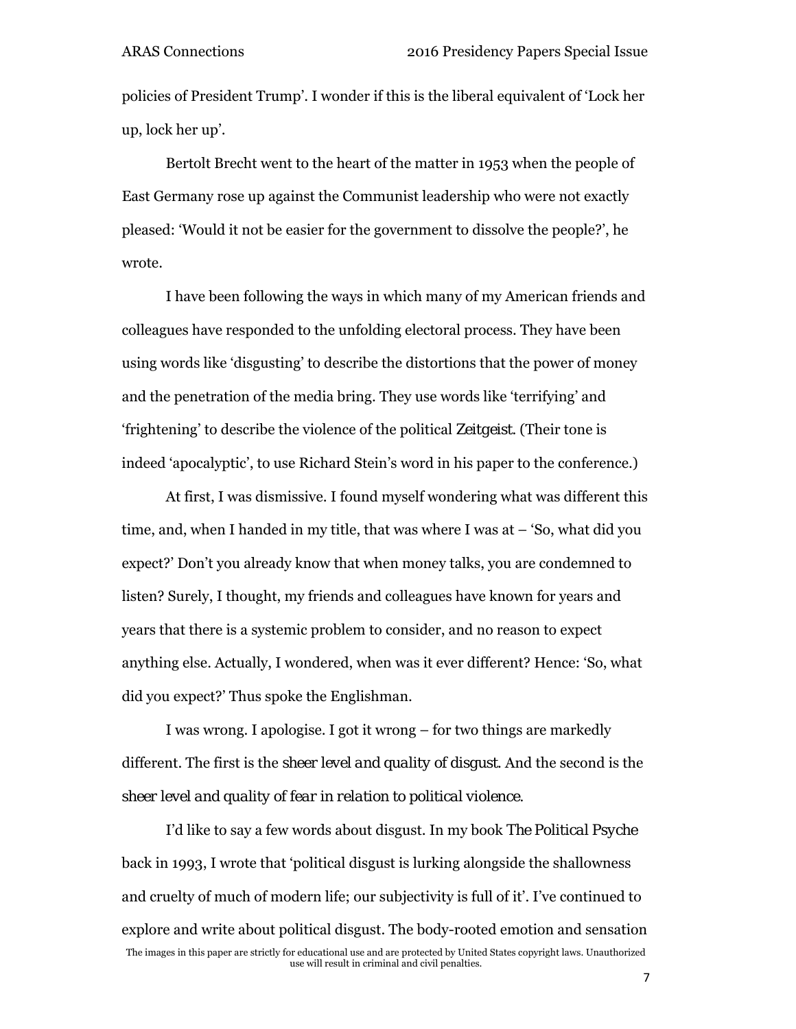policies of President Trump'. I wonder if this is the liberal equivalent of 'Lock her up, lock her up'.

Bertolt Brecht went to the heart of the matter in 1953 when the people of East Germany rose up against the Communist leadership who were not exactly pleased: 'Would it not be easier for the government to dissolve the people?', he wrote.

I have been following the ways in which many of my American friends and colleagues have responded to the unfolding electoral process. They have been using words like 'disgusting' to describe the distortions that the power of money and the penetration of the media bring. They use words like 'terrifying' and 'frightening' to describe the violence of the political *Zeitgeist*. (Their tone is indeed 'apocalyptic', to use Richard Stein's word in his paper to the conference.)

At first, I was dismissive. I found myself wondering what was different this time, and, when I handed in my title, that was where I was at – 'So, what did you expect?' Don't you already know that when money talks, you are condemned to listen? Surely, I thought, my friends and colleagues have known for years and years that there is a systemic problem to consider, and no reason to expect anything else. Actually, I wondered, when was it ever different? Hence: 'So, what did you expect?' Thus spoke the Englishman.

I was wrong. I apologise. I got it wrong – for two things are markedly different. The first is the *sheer level and quality of disgust*. And the second is the *sheer level and quality of fear in relation to political violence*.

I'd like to say a few words about disgust. In my book *The Political Psyche* back in 1993, I wrote that 'political disgust is lurking alongside the shallowness and cruelty of much of modern life; our subjectivity is full of it'. I've continued to explore and write about political disgust. The body-rooted emotion and sensation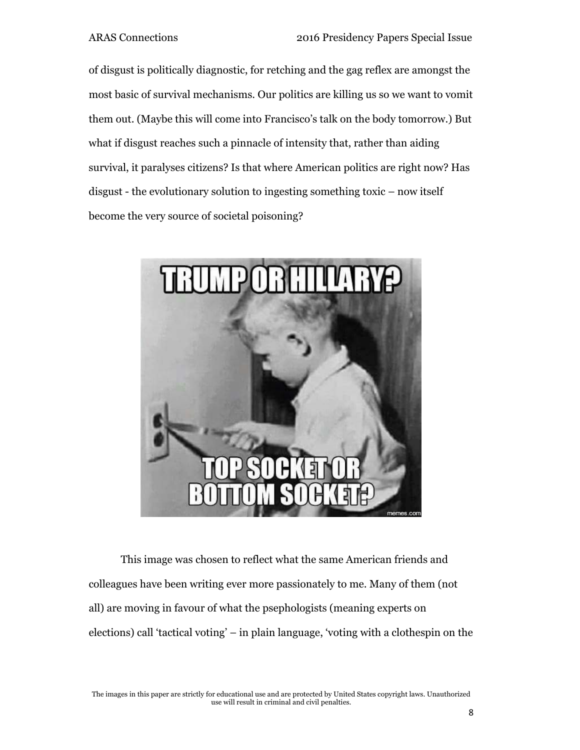of disgust is politically diagnostic, for retching and the gag reflex are amongst the most basic of survival mechanisms. Our politics are killing us so we want to vomit them out. (Maybe this will come into Francisco's talk on the body tomorrow.) But what if disgust reaches such a pinnacle of intensity that, rather than aiding survival, it paralyses citizens? Is that where American politics are right now? Has disgust - the evolutionary solution to ingesting something toxic – now itself become the very source of societal poisoning?

This image was chosen to reflect what the same American friends and colleagues have been writing ever more passionately to me. Many of them (not all) are moving in favour of what the psephologists (meaning experts on elections) call 'tactical voting' – in plain language, 'voting with a clothespin on the

The images in this paper are strictly for educational use and are protected by United States copyright laws. Unauthorized use will result in criminal and civil penalties.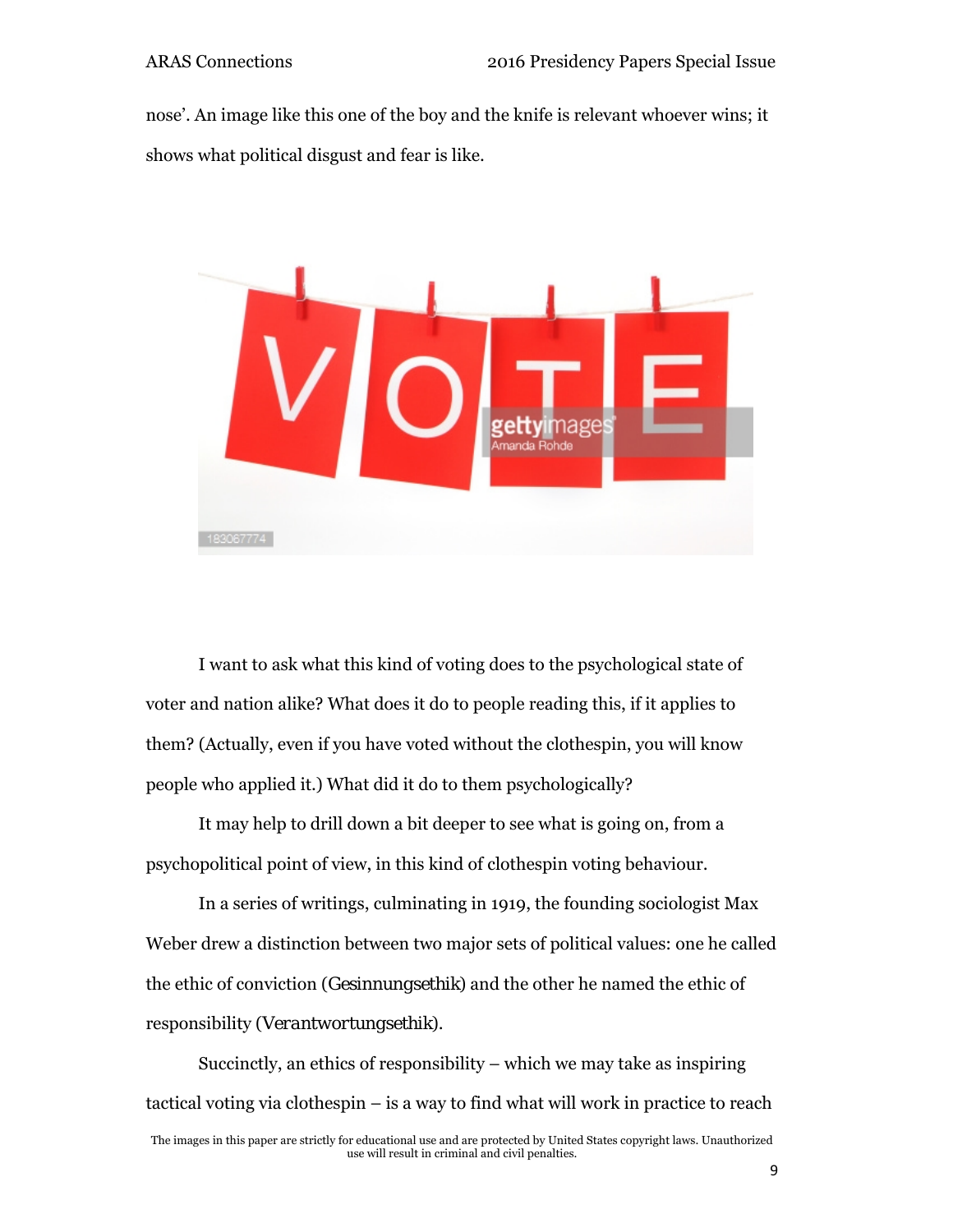nose'. An image like this one of the boy and the knife is relevant whoever wins; it shows what political disgust and fear is like.

I want to ask what this kind of voting does to the psychological state of voter and nation alike? What does it do to people reading this, if it applies to them? (Actually, even if you have voted without the clothespin, you will know people who applied it.) What did it do to them psychologically?

It may help to drill down a bit deeper to see what is going on, from a psychopolitical point of view, in this kind of clothespin voting behaviour.

In a series of writings, culminating in 1919, the founding sociologist Max Weber drew a distinction between two major sets of political values: one he called the ethic of conviction (*Gesinnungsethik*) and the other he named the ethic of responsibility (*Verantwortungsethik*).

Succinctly, an ethics of responsibility – which we may take as inspiring tactical voting via clothespin – is a way to find what will work in practice to reach

The images in this paper are strictly for educational use and are protected by United States copyright laws. Unauthorized use will result in criminal and civil penalties.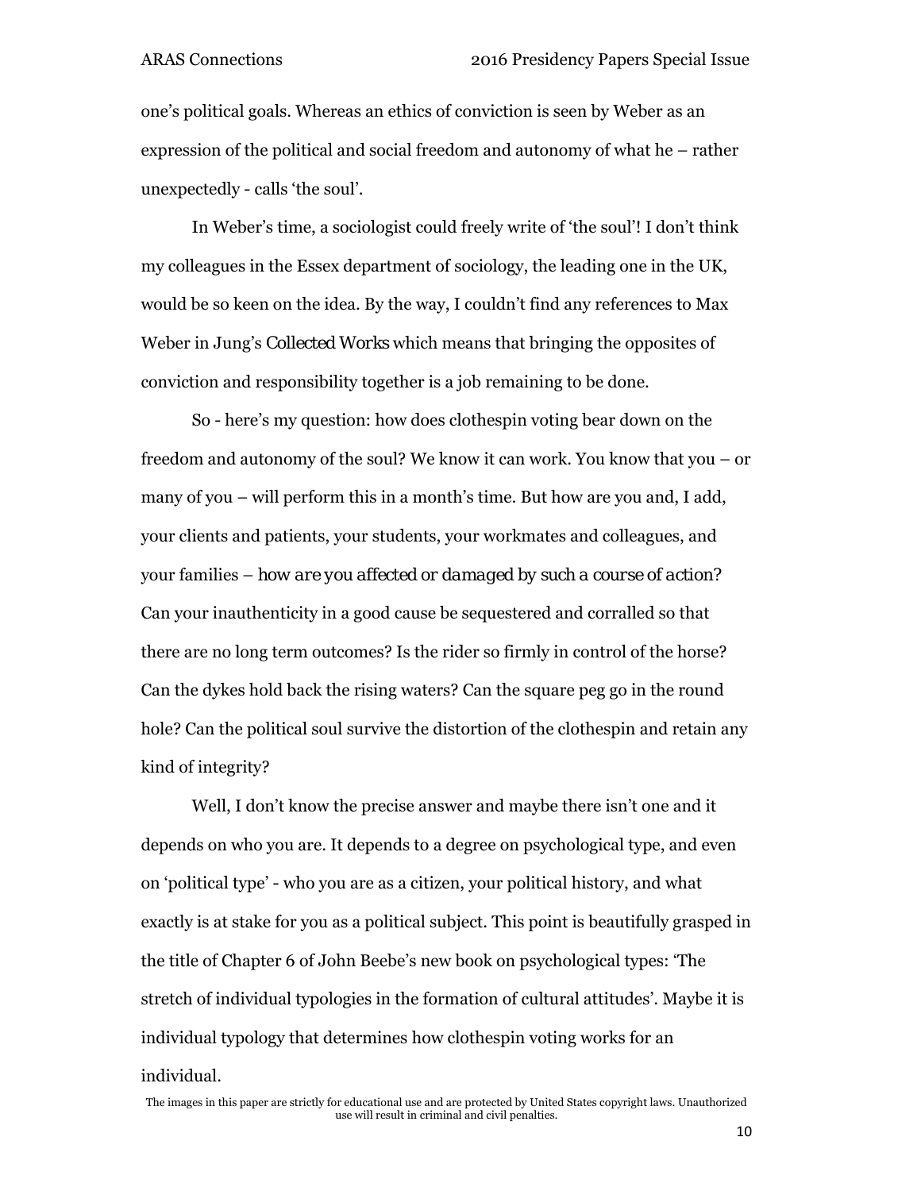one's political goals. Whereas an ethics of conviction is seen by Weber as an expression of the political and social freedom and autonomy of what he – rather unexpectedly - calls 'the soul'.

In Weber's time, a sociologist could freely write of 'the soul'! I don't think my colleagues in the Essex department of sociology, the leading one in the UK, would be so keen on the idea. By the way, I couldn't find any references to Max Weber in Jung's *Collected Works* which means that bringing the opposites of conviction and responsibility together is a job remaining to be done.

So - here's my question: how does clothespin voting bear down on the freedom and autonomy of the soul? We know it can work. You know that you – or many of you – will perform this in a month's time. But how are you and, I add, your clients and patients, your students, your workmates and colleagues, and your families – *how are you affected or damaged by such a course of action?* Can your inauthenticity in a good cause be sequestered and corralled so that there are no long term outcomes? Is the rider so firmly in control of the horse? Can the dykes hold back the rising waters? Can the square peg go in the round hole? Can the political soul survive the distortion of the clothespin and retain any kind of integrity?

Well, I don't know the precise answer and maybe there isn't one and it depends on who you are. It depends to a degree on psychological type, and even on 'political type' - who you are as a citizen, your political history, and what exactly is at stake for you as a political subject. This point is beautifully grasped in the title of Chapter 6 of John Beebe's new book on psychological types: 'The stretch of individual typologies in the formation of cultural attitudes'. Maybe it is individual typology that determines how clothespin voting works for an individual.

The images in this paper are strictly for educational use and are protected by United States copyright laws. Unauthorized use will result in criminal and civil penalties.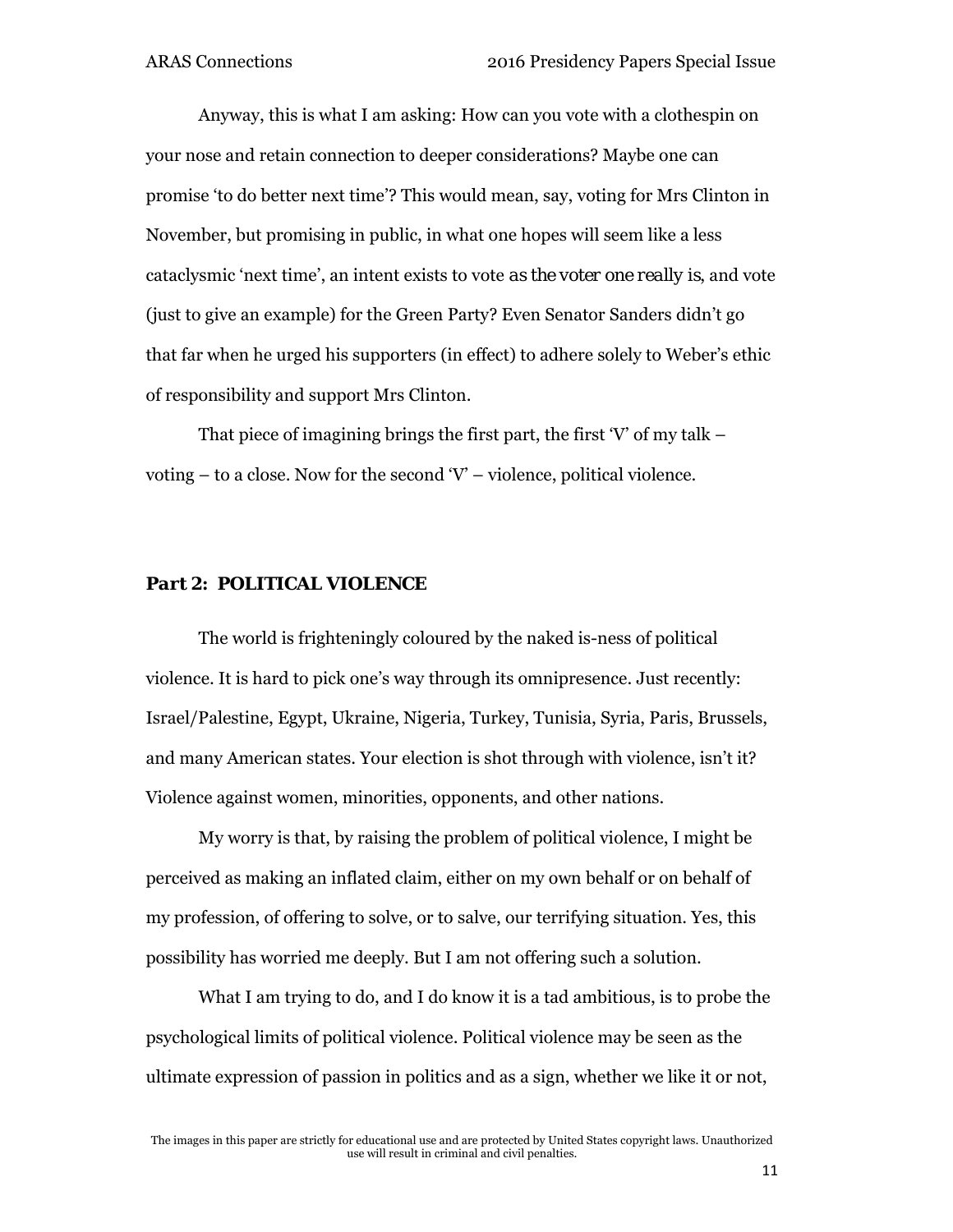Anyway, this is what I am asking: How can you vote with a clothespin on your nose and retain connection to deeper considerations? Maybe one can promise 'to do better next time'? This would mean, say, voting for Mrs Clinton in November, but promising in public, in what one hopes will seem like a less cataclysmic 'next time', an intent exists to vote *as the voter one really is*, and vote (just to give an example) for the Green Party? Even Senator Sanders didn't go that far when he urged his supporters (in effect) to adhere solely to Weber's ethic of responsibility and support Mrs Clinton.

That piece of imagining brings the first part, the first 'V' of my talk – voting – to a close. Now for the second 'V' – violence, political violence.

## Part 2: POLITICAL VIOLENCE

The world is frighteningly coloured by the naked is-ness of political violence. It is hard to pick one's way through its omnipresence. Just recently: Israel/Palestine, Egypt, Ukraine, Nigeria, Turkey, Tunisia, Syria, Paris, Brussels, and many American states. Your election is shot through with violence, isn't it? Violence against women, minorities, opponents, and other nations.

My worry is that, by raising the problem of political violence, I might be perceived as making an inflated claim, either on my own behalf or on behalf of my profession, of offering to solve, or to salve, our terrifying situation. Yes, this possibility has worried me deeply. But I am not offering such a solution.

What I am trying to do, and I do know it is a tad ambitious, is to probe the psychological limits of political violence. Political violence may be seen as the ultimate expression of passion in politics and as a sign, whether we like it or not,

The images in this paper are strictly for educational use and are protected by United States copyright laws. Unauthorized use will result in criminal and civil penalties.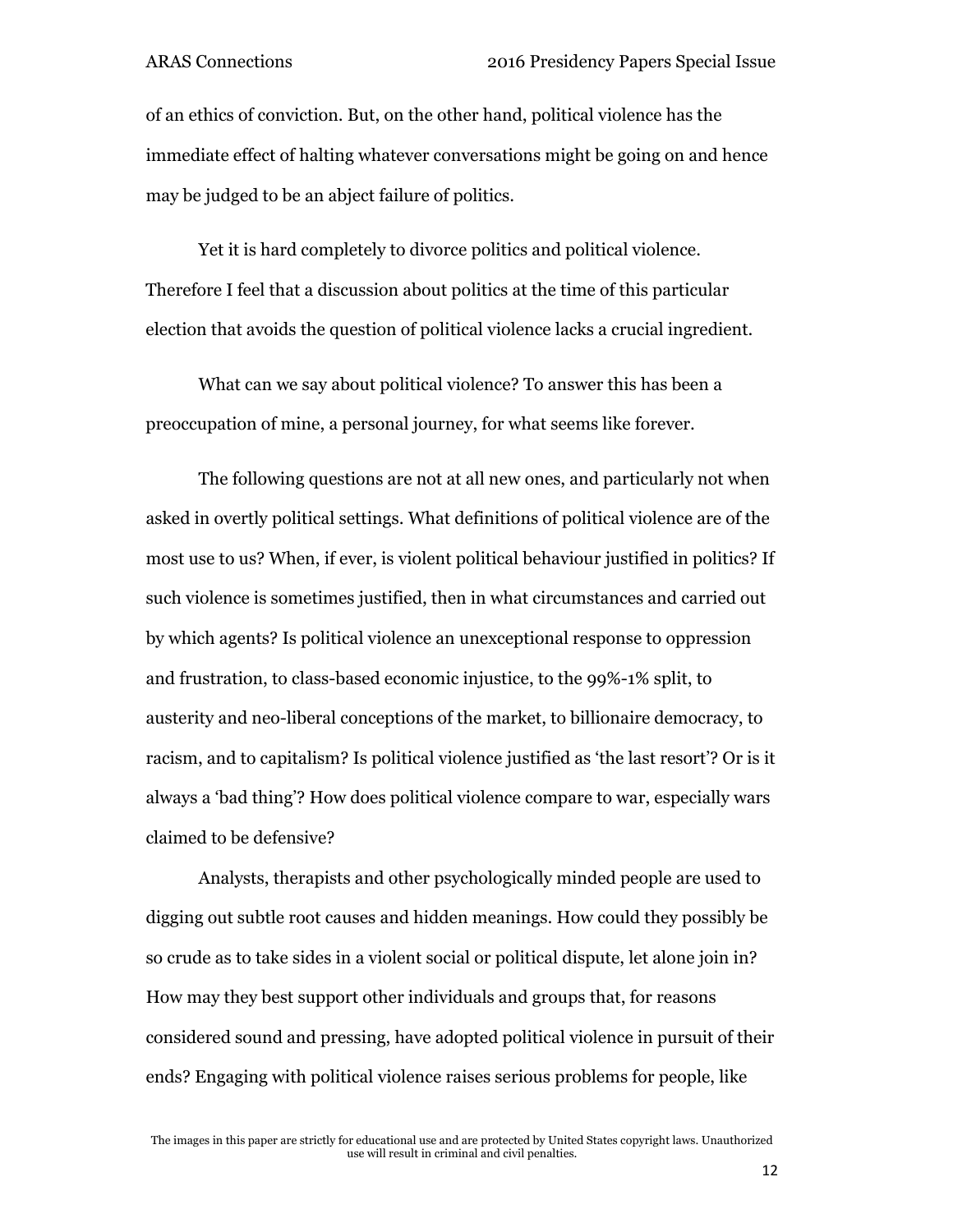of an ethics of conviction. But, on the other hand, political violence has the immediate effect of halting whatever conversations might be going on and hence may be judged to be an abject failure of politics.

Yet it is hard completely to divorce politics and political violence. Therefore I feel that a discussion about politics at the time of this particular election that avoids the question of political violence lacks a crucial ingredient.

What can we say about political violence? To answer this has been a preoccupation of mine, a personal journey, for what seems like forever.

The following questions are not at all new ones, and particularly not when asked in overtly political settings. What definitions of political violence are of the most use to us? When, if ever, is violent political behaviour justified in politics? If such violence is sometimes justified, then in what circumstances and carried out by which agents? Is political violence an unexceptional response to oppression and frustration, to class-based economic injustice, to the 99%-1% split, to austerity and neo-liberal conceptions of the market, to billionaire democracy, to racism, and to capitalism? Is political violence justified as 'the last resort'? Or is it always a 'bad thing'? How does political violence compare to war, especially wars claimed to be defensive?

Analysts, therapists and other psychologically minded people are used to digging out subtle root causes and hidden meanings. How could they possibly be so crude as to take sides in a violent social or political dispute, let alone join in? How may they best support other individuals and groups that, for reasons considered sound and pressing, have adopted political violence in pursuit of their ends? Engaging with political violence raises serious problems for people, like

The images in this paper are strictly for educational use and are protected by United States copyright laws. Unauthorized use will result in criminal and civil penalties.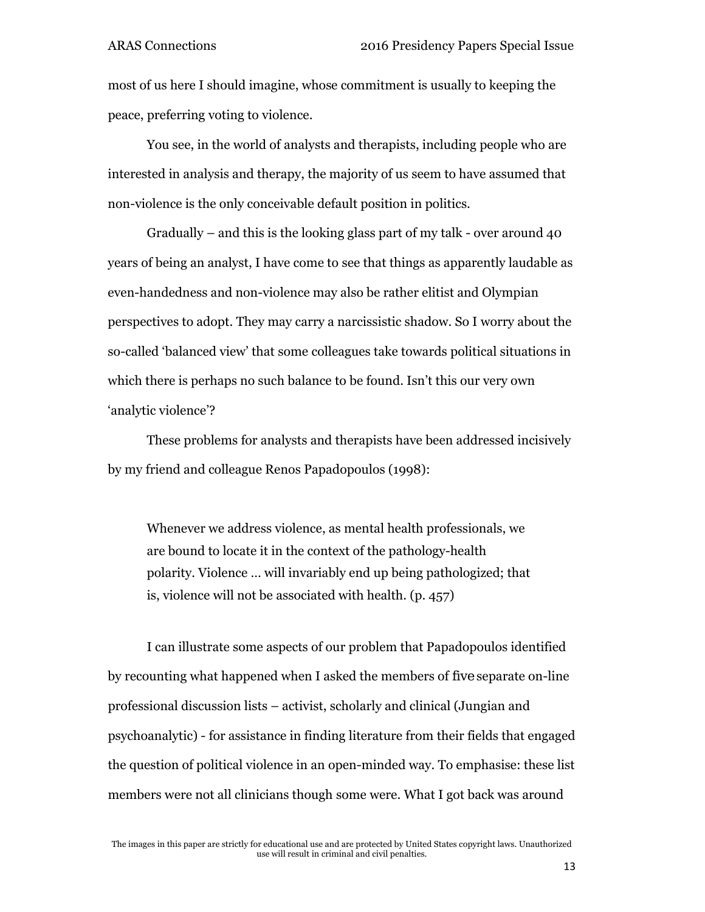most of us here I should imagine, whose commitment is usually to keeping the peace, preferring voting to violence.

You see, in the world of analysts and therapists, including people who are interested in analysis and therapy, the majority of us seem to have assumed that non-violence is the only conceivable default position in politics.

Gradually – and this is the looking glass part of my talk - over around 40 years of being an analyst, I have come to see that things as apparently laudable as even-handedness and non-violence may also be rather elitist and Olympian perspectives to adopt. They may carry a narcissistic shadow. So I worry about the so-called 'balanced view' that some colleagues take towards political situations in which there is perhaps no such balance to be found. Isn't this our very own 'analytic violence'?

These problems for analysts and therapists have been addressed incisively by my friend and colleague Renos Papadopoulos (1998):

> Whenever we address violence, as mental health professionals, we are bound to locate it in the context of the pathology-health polarity. Violence … will invariably end up being pathologized; that is, violence will not be associated with health. (p. 457)

I can illustrate some aspects of our problem that Papadopoulos identified by recounting what happened when I asked the members of five separate on-line professional discussion lists – activist, scholarly and clinical (Jungian and psychoanalytic) - for assistance in finding literature from their fields that engaged the question of political violence in an open-minded way. To emphasise: these list members were not all clinicians though some were. What I got back was around

The images in this paper are strictly for educational use and are protected by United States copyright laws. Unauthorized use will result in criminal and civil penalties.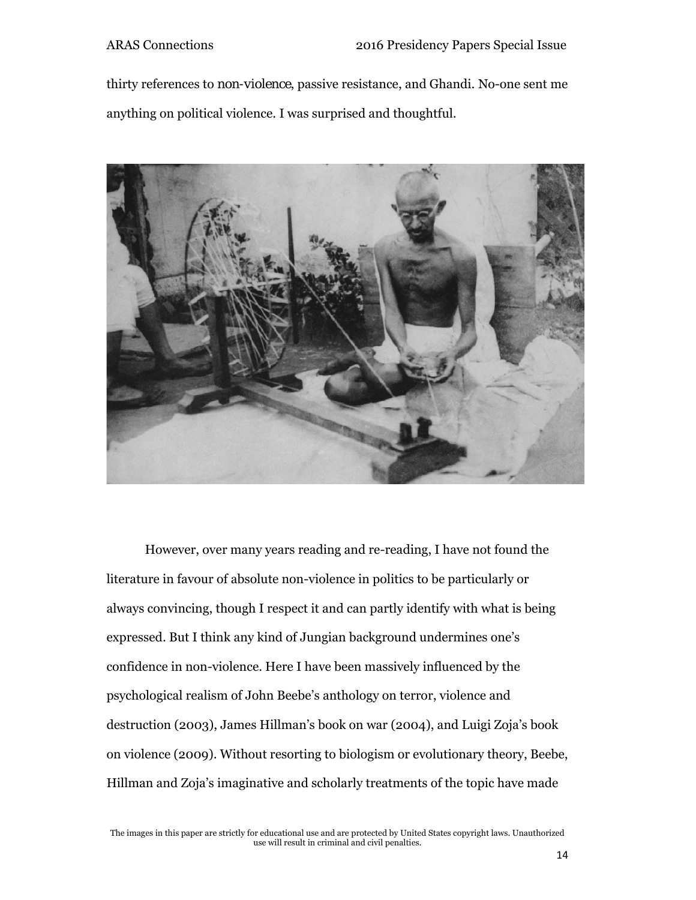thirty references to *non-violence*, passive resistance, and Ghandi. No-one sent me anything on political violence. I was surprised and thoughtful.

However, over many years reading and re-reading, I have not found the literature in favour of absolute non-violence in politics to be particularly or always convincing, though I respect it and can partly identify with what is being expressed. But I think any kind of Jungian background undermines one's confidence in non-violence. Here I have been massively influenced by the psychological realism of John Beebe's anthology on terror, violence and destruction (2003), James Hillman's book on war (2004), and Luigi Zoja's book on violence (2009). Without resorting to biologism or evolutionary theory, Beebe, Hillman and Zoja's imaginative and scholarly treatments of the topic have made

The images in this paper are strictly for educational use and are protected by United States copyright laws. Unauthorized use will result in criminal and civil penalties.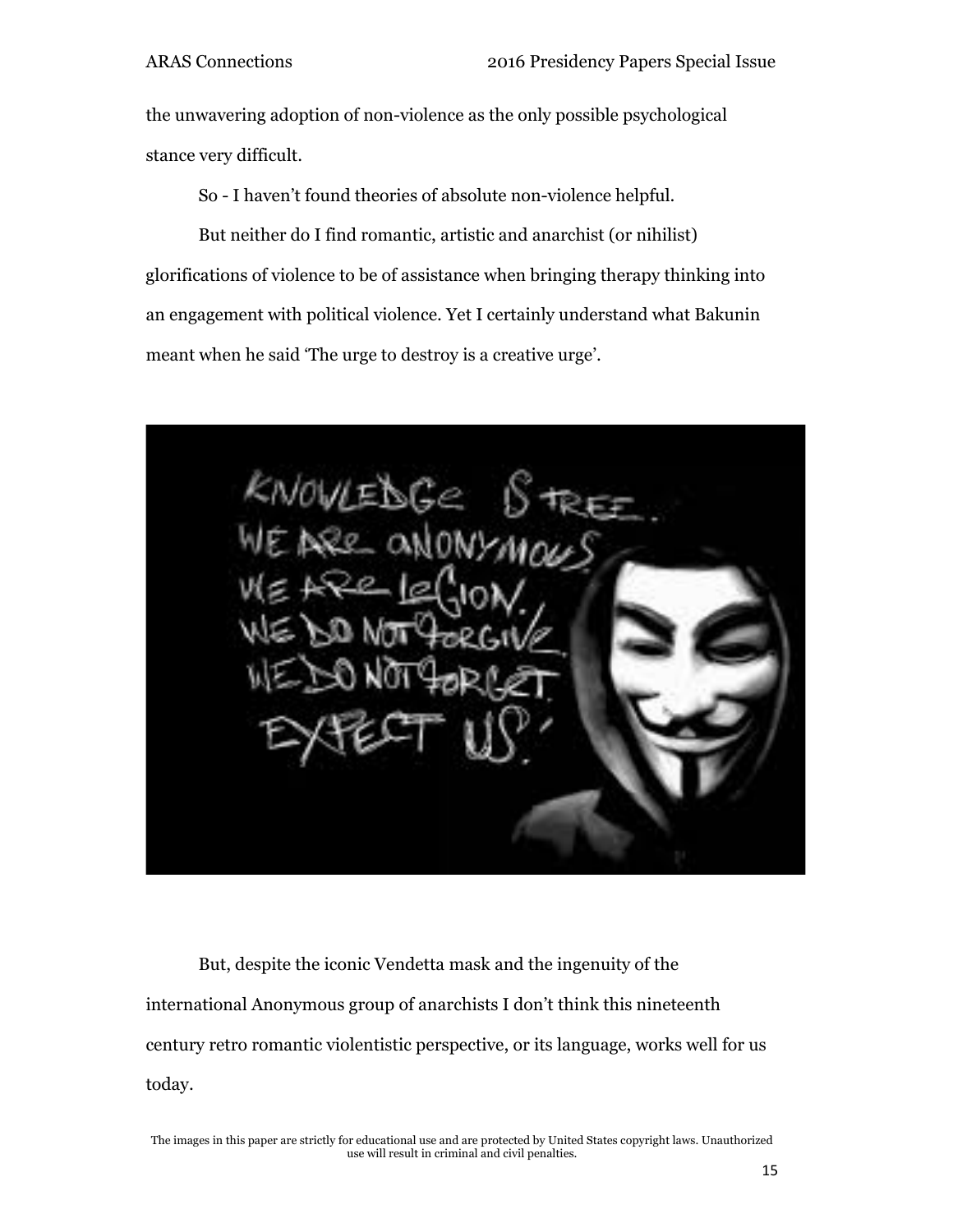the unwavering adoption of non-violence as the only possible psychological stance very difficult.

So - I haven't found theories of absolute non-violence helpful.

But neither do I find romantic, artistic and anarchist (or nihilist) glorifications of violence to be of assistance when bringing therapy thinking into an engagement with political violence. Yet I certainly understand what Bakunin meant when he said 'The urge to destroy is a creative urge'.

But, despite the iconic Vendetta mask and the ingenuity of the international Anonymous group of anarchists I don't think this nineteenth century retro romantic violentistic perspective, or its language, works well for us today.

The images in this paper are strictly for educational use and are protected by United States copyright laws. Unauthorized use will result in criminal and civil penalties.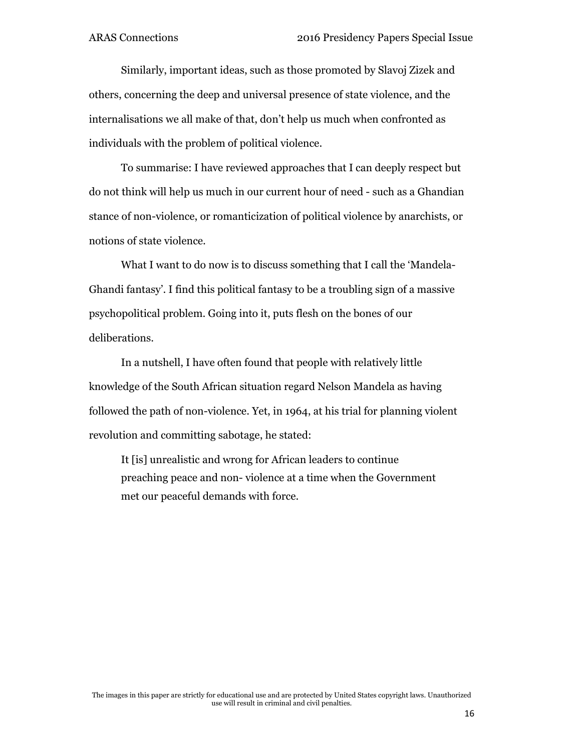Similarly, important ideas, such as those promoted by Slavoj Zizek and others, concerning the deep and universal presence of state violence, and the internalisations we all make of that, don't help us much when confronted as individuals with the problem of political violence.

To summarise: I have reviewed approaches that I can deeply respect but do not think will help us much in our current hour of need - such as a Ghandian stance of non-violence, or romanticization of political violence by anarchists, or notions of state violence.

What I want to do now is to discuss something that I call the 'Mandela-Ghandi fantasy'. I find this political fantasy to be a troubling sign of a massive psychopolitical problem. Going into it, puts flesh on the bones of our deliberations.

In a nutshell, I have often found that people with relatively little knowledge of the South African situation regard Nelson Mandela as having followed the path of non-violence. Yet, in 1964, at his trial for planning violent revolution and committing sabotage, he stated:

> It [is] unrealistic and wrong for African leaders to continue preaching peace and non- violence at a time when the Government met our peaceful demands with force.

The images in this paper are strictly for educational use and are protected by United States copyright laws. Unauthorized use will result in criminal and civil penalties.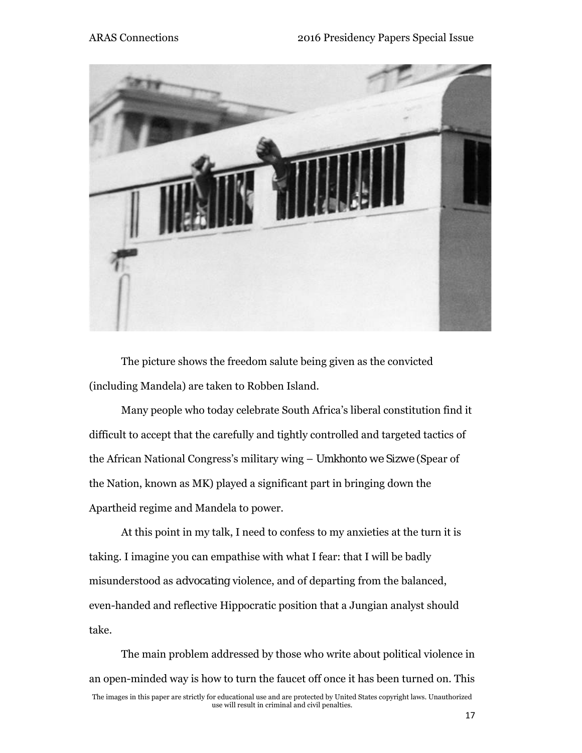The picture shows the freedom salute being given as the convicted (including Mandela) are taken to Robben Island.

Many people who today celebrate South Africa's liberal constitution find it difficult to accept that the carefully and tightly controlled and targeted tactics of the African National Congress's military wing – *Umkhonto we Sizwe* (Spear of the Nation, known as MK) played a significant part in bringing down the Apartheid regime and Mandela to power.

At this point in my talk, I need to confess to my anxieties at the turn it is taking. I imagine you can empathise with what I fear: that I will be badly misunderstood as *advocating* violence, and of departing from the balanced, even-handed and reflective Hippocratic position that a Jungian analyst should take.

The main problem addressed by those who write about political violence in an open-minded way is how to turn the faucet off once it has been turned on. This

The images in this paper are strictly for educational use and are protected by United States copyright laws. Unauthorized use will result in criminal and civil penalties.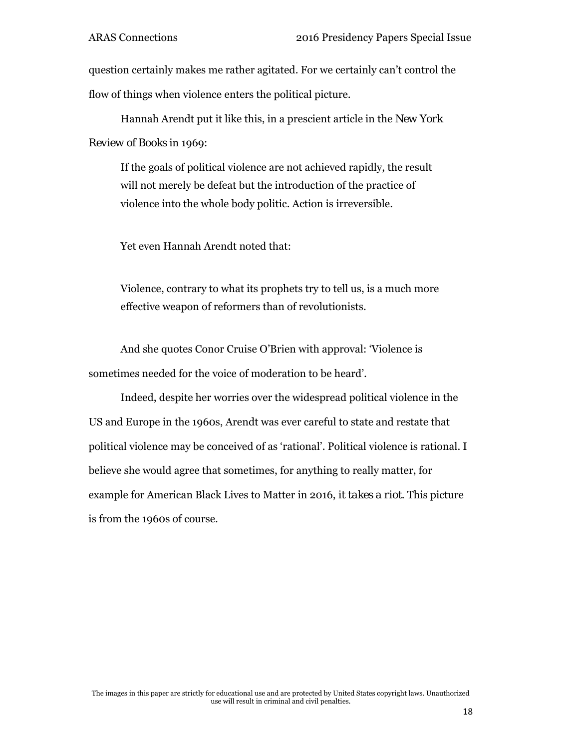question certainly makes me rather agitated. For we certainly can't control the flow of things when violence enters the political picture.

Hannah Arendt put it like this, in a prescient article in the *New York Review of Books* in 1969:

> If the goals of political violence are not achieved rapidly, the result will not merely be defeat but the introduction of the practice of violence into the whole body politic. Action is irreversible.

Yet even Hannah Arendt noted that:

> Violence, contrary to what its prophets try to tell us, is a much more effective weapon of reformers than of revolutionists.

And she quotes Conor Cruise O'Brien with approval: 'Violence is sometimes needed for the voice of moderation to be heard'.

Indeed, despite her worries over the widespread political violence in the US and Europe in the 1960s, Arendt was ever careful to state and restate that political violence may be conceived of as 'rational'. Political violence is rational. I believe she would agree that sometimes, for anything to really matter, for example for American Black Lives to Matter in 2016, *it takes a riot*. This picture is from the 1960s of course.

The images in this paper are strictly for educational use and are protected by United States copyright laws. Unauthorized use will result in criminal and civil penalties.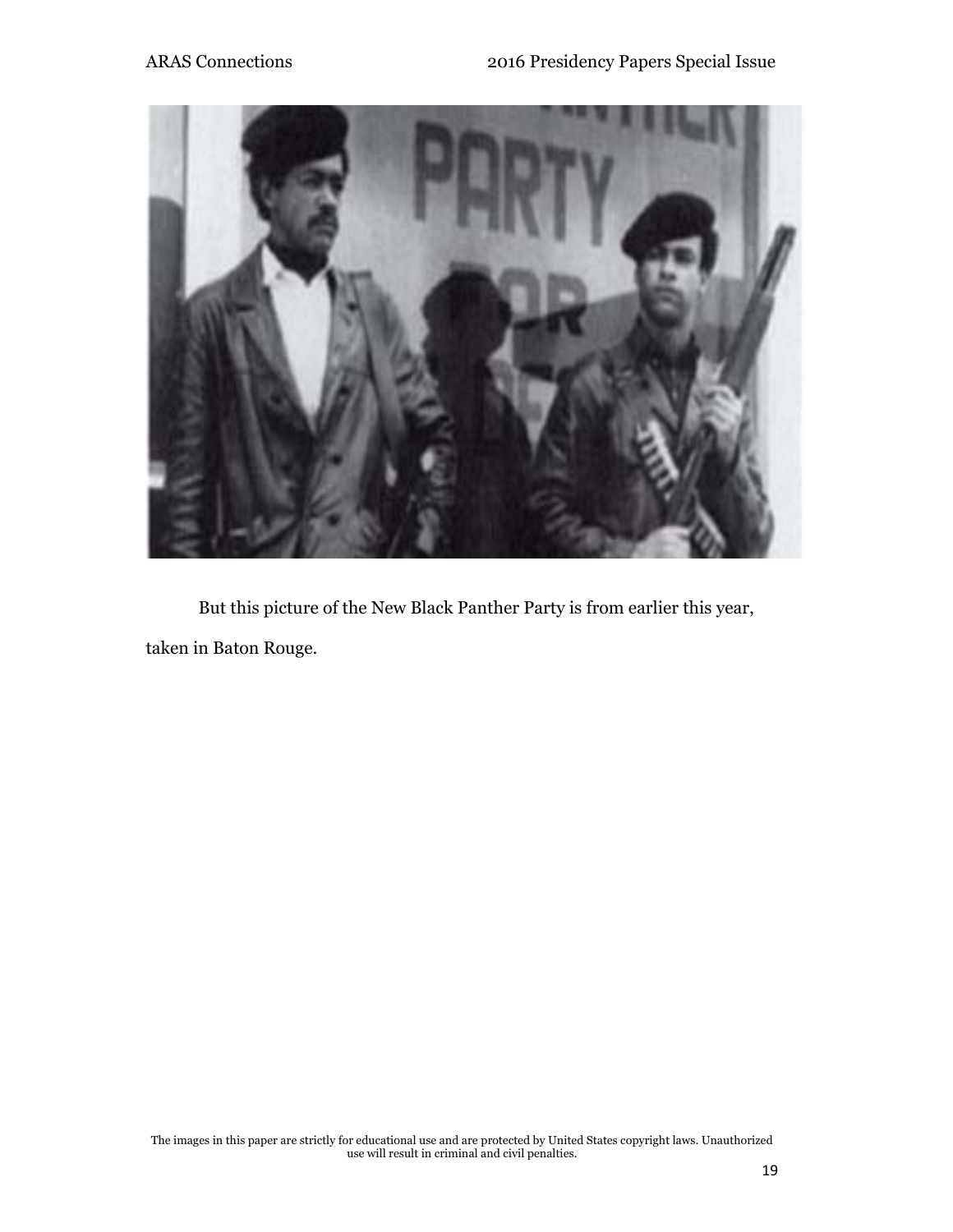But this picture of the New Black Panther Party is from earlier this year, taken in Baton Rouge.

The images in this paper are strictly for educational use and are protected by United States copyright laws. Unauthorized use will result in criminal and civil penalties.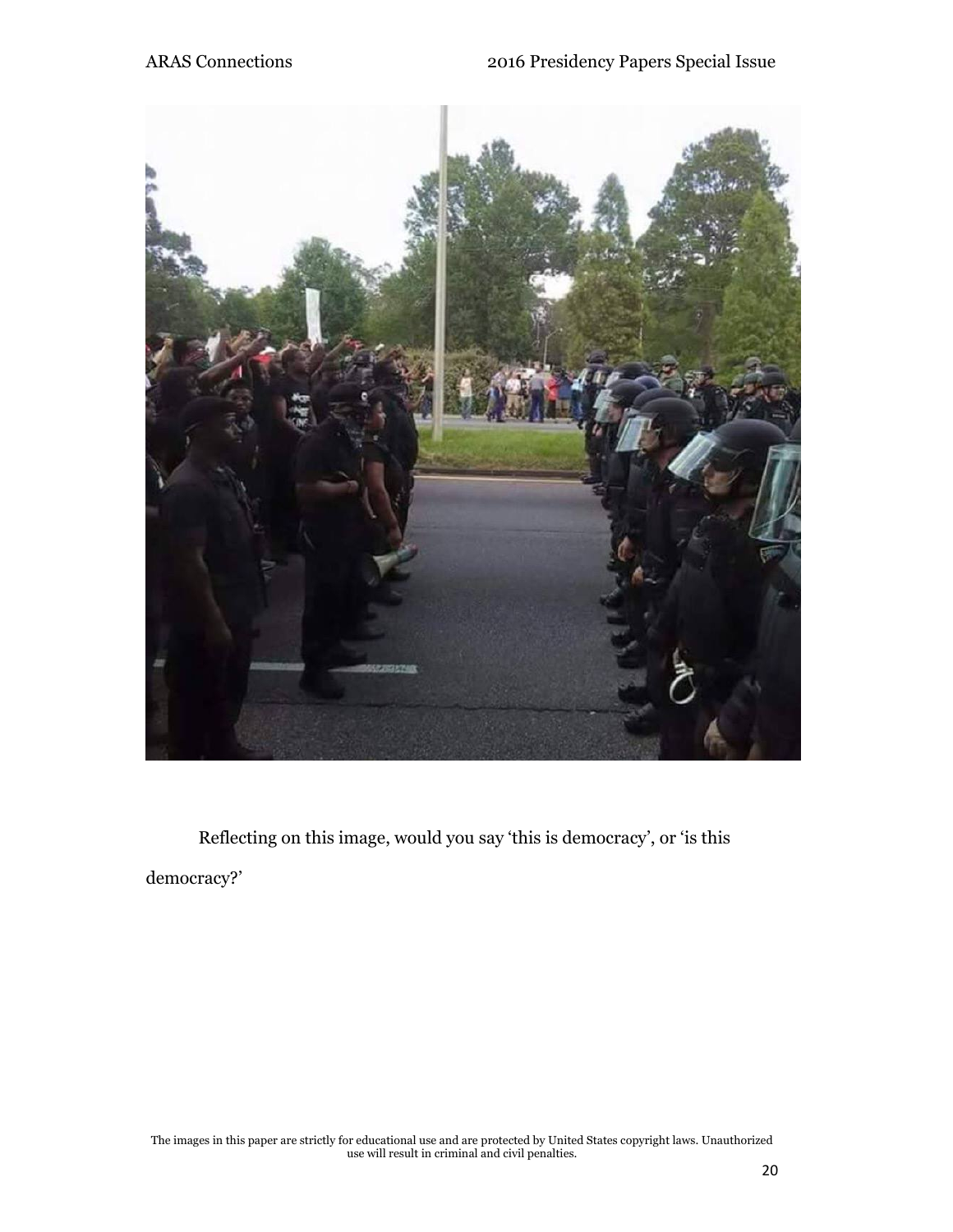Reflecting on this image, would you say 'this is democracy', or 'is this democracy?'

The images in this paper are strictly for educational use and are protected by United States copyright laws. Unauthorized use will result in criminal and civil penalties.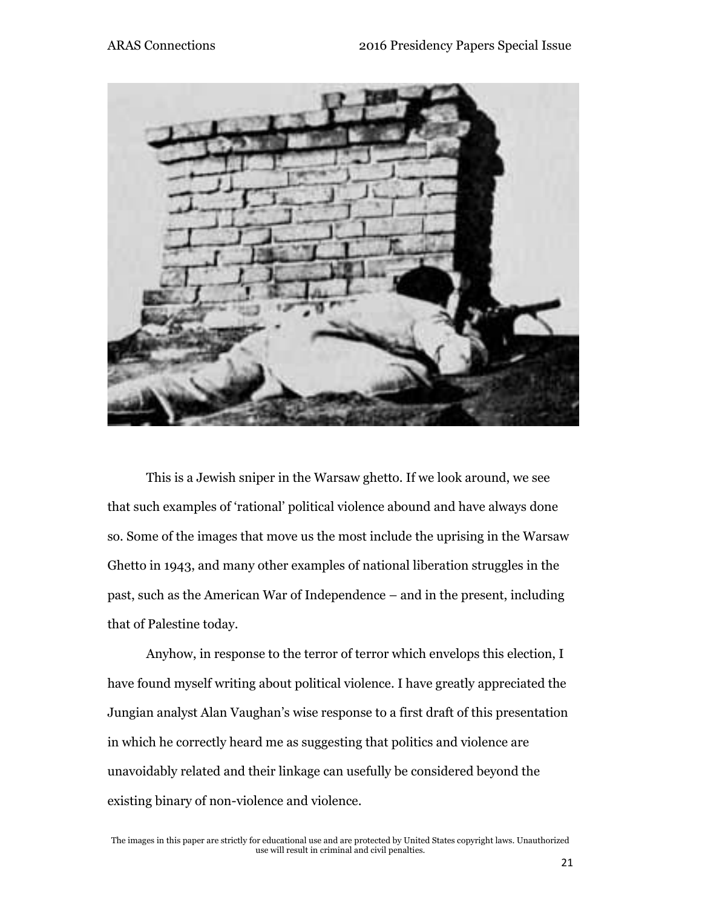This is a Jewish sniper in the Warsaw ghetto. If we look around, we see that such examples of 'rational' political violence abound and have always done so. Some of the images that move us the most include the uprising in the Warsaw Ghetto in 1943, and many other examples of national liberation struggles in the past, such as the American War of Independence – and in the present, including that of Palestine today.

Anyhow, in response to the terror of terror which envelops this election, I have found myself writing about political violence. I have greatly appreciated the Jungian analyst Alan Vaughan's wise response to a first draft of this presentation in which he correctly heard me as suggesting that politics and violence are unavoidably related and their linkage can usefully be considered beyond the existing binary of non-violence and violence.

The images in this paper are strictly for educational use and are protected by United States copyright laws. Unauthorized use will result in criminal and civil penalties.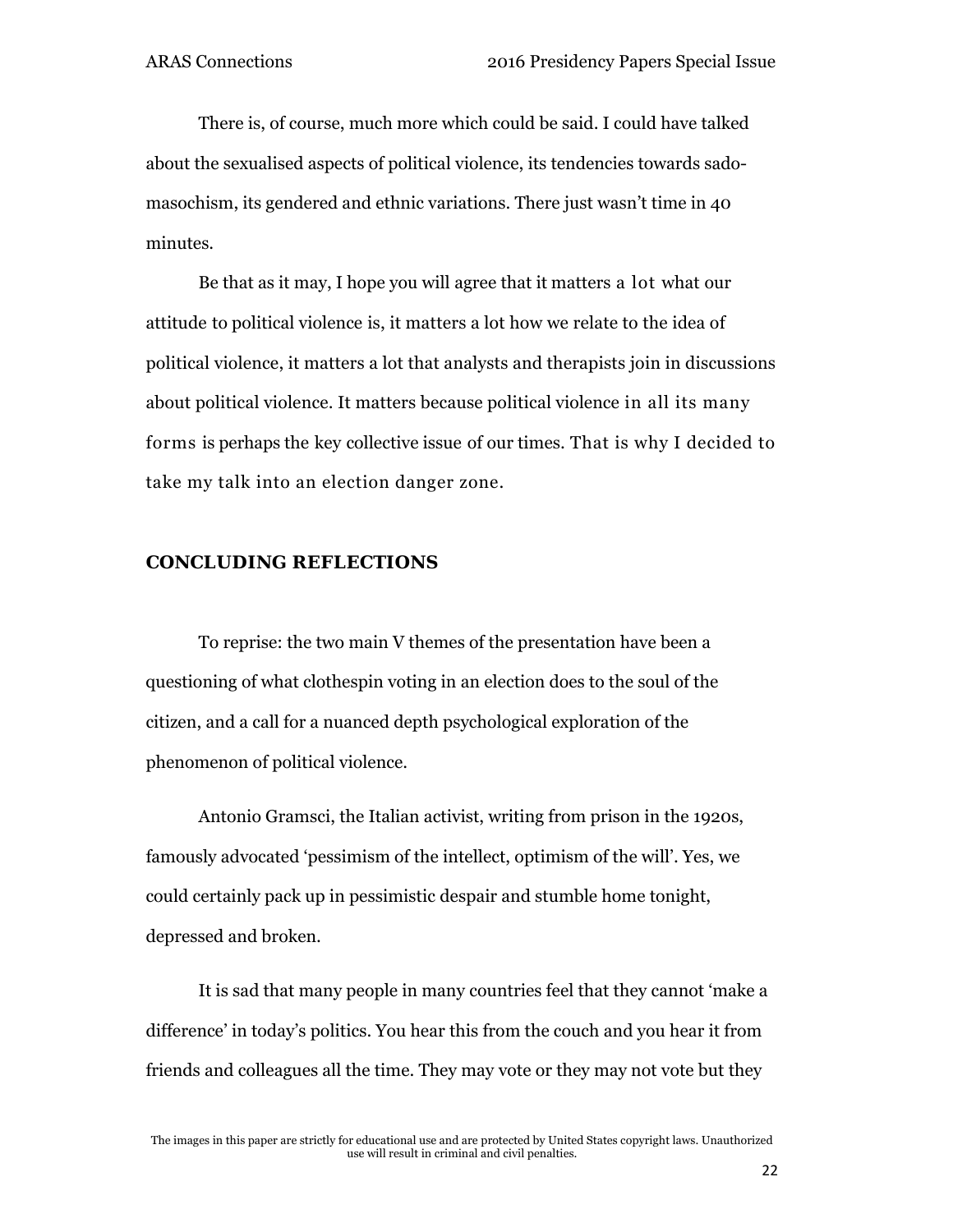There is, of course, much more which could be said. I could have talked about the sexualised aspects of political violence, its tendencies towards sado-masochism, its gendered and ethnic variations. There just wasn't time in 40 minutes.

Be that as it may, I hope you will agree that it matters a lot what our attitude to political violence is, it matters a lot how we relate to the idea of political violence, it matters a lot that analysts and therapists join in discussions about political violence. It matters because political violence in all its many forms is perhaps the key collective issue of our times. That is why I decided to take my talk into an election danger zone.

## CONCLUDING REFLECTIONS

To reprise: the two main V themes of the presentation have been a questioning of what clothespin voting in an election does to the soul of the citizen, and a call for a nuanced depth psychological exploration of the phenomenon of political violence.

Antonio Gramsci, the Italian activist, writing from prison in the 1920s, famously advocated 'pessimism of the intellect, optimism of the will'. Yes, we could certainly pack up in pessimistic despair and stumble home tonight, depressed and broken.

It is sad that many people in many countries feel that they cannot 'make a difference' in today's politics. You hear this from the couch and you hear it from friends and colleagues all the time. They may vote or they may not vote but they

The images in this paper are strictly for educational use and are protected by United States copyright laws. Unauthorized use will result in criminal and civil penalties.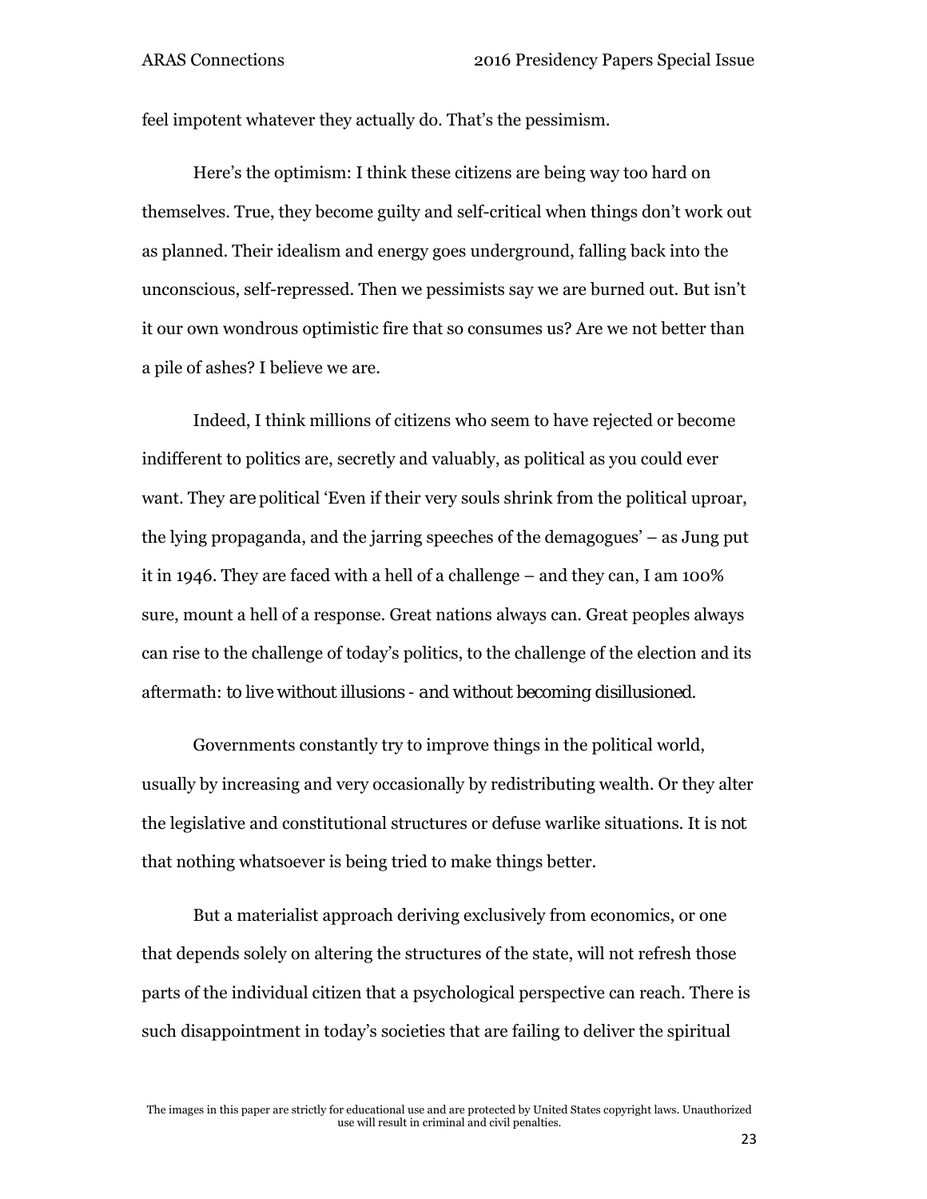feel impotent whatever they actually do. That's the pessimism.

Here's the optimism: I think these citizens are being way too hard on themselves. True, they become guilty and self-critical when things don't work out as planned. Their idealism and energy goes underground, falling back into the unconscious, self-repressed. Then we pessimists say we are burned out. But isn't it our own wondrous optimistic fire that so consumes us? Are we not better than a pile of ashes? I believe we are.

Indeed, I think millions of citizens who seem to have rejected or become indifferent to politics are, secretly and valuably, as political as you could ever want. They *are* political 'Even if their very souls shrink from the political uproar, the lying propaganda, and the jarring speeches of the demagogues' – as Jung put it in 1946. They are faced with a hell of a challenge – and they can, I am 100% sure, mount a hell of a response. Great nations always can. Great peoples always can rise to the challenge of today's politics, to the challenge of the election and its aftermath: *to live without illusions - and without becoming disillusioned.*

Governments constantly try to improve things in the political world, usually by increasing and very occasionally by redistributing wealth. Or they alter the legislative and constitutional structures or defuse warlike situations. It is *not* that nothing whatsoever is being tried to make things better.

But a materialist approach deriving exclusively from economics, or one that depends solely on altering the structures of the state, will not refresh those parts of the individual citizen that a psychological perspective can reach. There is such disappointment in today's societies that are failing to deliver the spiritual

The images in this paper are strictly for educational use and are protected by United States copyright laws. Unauthorized use will result in criminal and civil penalties.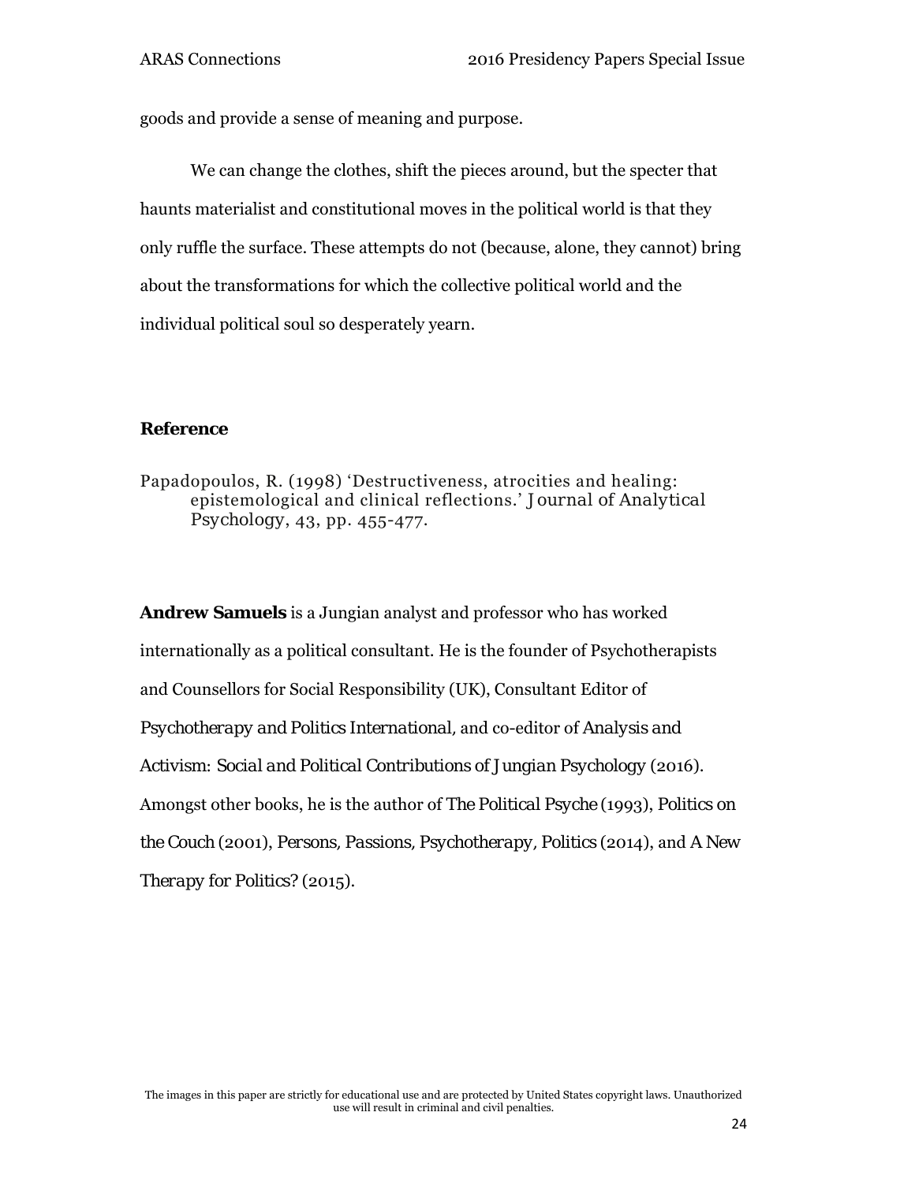goods and provide a sense of meaning and purpose.

We can change the clothes, shift the pieces around, but the specter that haunts materialist and constitutional moves in the political world is that they only ruffle the surface. These attempts do not (because, alone, they cannot) bring about the transformations for which the collective political world and the individual political soul so desperately yearn.

### Reference

Papadopoulos, R. (1998) 'Destructiveness, atrocities and healing: epistemological and clinical reflections.' *Journal of Analytical Psychology*, 43, pp. 455-477.

**Andrew Samuels** is a Jungian analyst and professor who has worked internationally as a political consultant. He is the founder of Psychotherapists and Counsellors for Social Responsibility (UK), Consultant Editor of *Psychotherapy and Politics International*, and co-editor of *Analysis and Activism: Social and Political Contributions of Jungian Psychology* (2016). Amongst other books, he is the author of *The Political Psyche* (1993), *Politics on the Couch* (2001), *Persons, Passions, Psychotherapy, Politics* (2014), and *A New Therapy for Politics?* (2015).

The images in this paper are strictly for educational use and are protected by United States copyright laws. Unauthorized use will result in criminal and civil penalties.